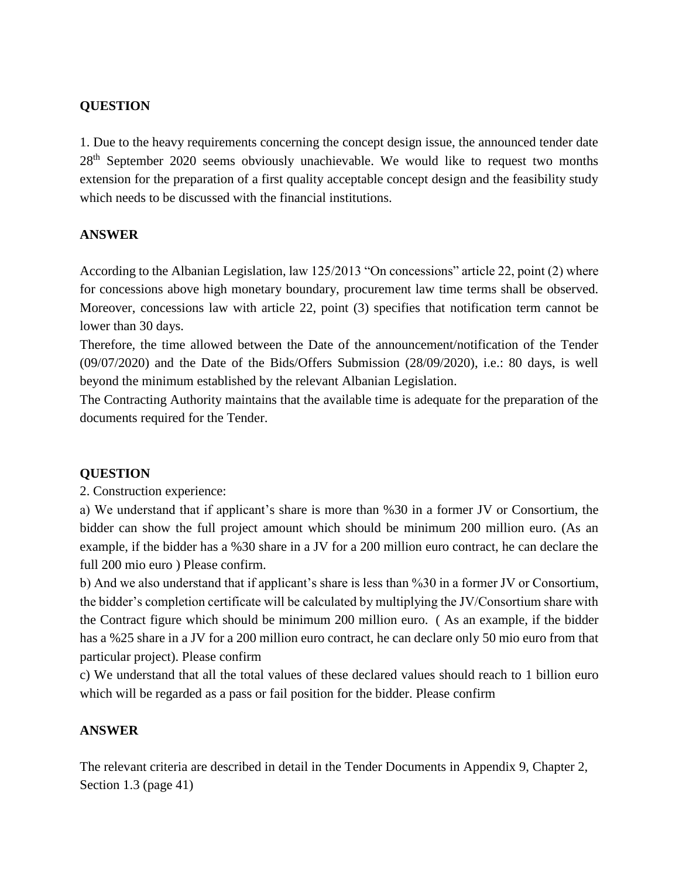**QUESTION**

1. Due to the heavy requirements concerning the concept design issue, the announced tender date 28th September 2020 seems obviously unachievable. We would like to request two months extension for the preparation of a first quality acceptable concept design and the feasibility study which needs to be discussed with the financial institutions.

**ANSWER**

According to the Albanian Legislation, law 125/2013 "On concessions" article 22, point (2) where for concessions above high monetary boundary, procurement law time terms shall be observed. Moreover, concessions law with article 22, point (3) specifies that notification term cannot be lower than 30 days.

Therefore, the time allowed between the Date of the announcement/notification of the Tender (09/07/2020) and the Date of the Bids/Offers Submission (28/09/2020), i.e.: 80 days, is well beyond the minimum established by the relevant Albanian Legislation.

The Contracting Authority maintains that the available time is adequate for the preparation of the documents required for the Tender.

**QUESTION**

2. Construction experience:

a) We understand that if applicant's share is more than %30 in a former JV or Consortium, the bidder can show the full project amount which should be minimum 200 million euro. (As an example, if the bidder has a %30 share in a JV for a 200 million euro contract, he can declare the full 200 mio euro ) Please confirm.

b) And we also understand that if applicant's share is less than %30 in a former JV or Consortium, the bidder's completion certificate will be calculated by multiplying the JV/Consortium share with the Contract figure which should be minimum 200 million euro. ( As an example, if the bidder has a %25 share in a JV for a 200 million euro contract, he can declare only 50 mio euro from that particular project). Please confirm

c) We understand that all the total values of these declared values should reach to 1 billion euro which will be regarded as a pass or fail position for the bidder. Please confirm

**ANSWER**

The relevant criteria are described in detail in the Tender Documents in Appendix 9, Chapter 2, Section 1.3 (page 41)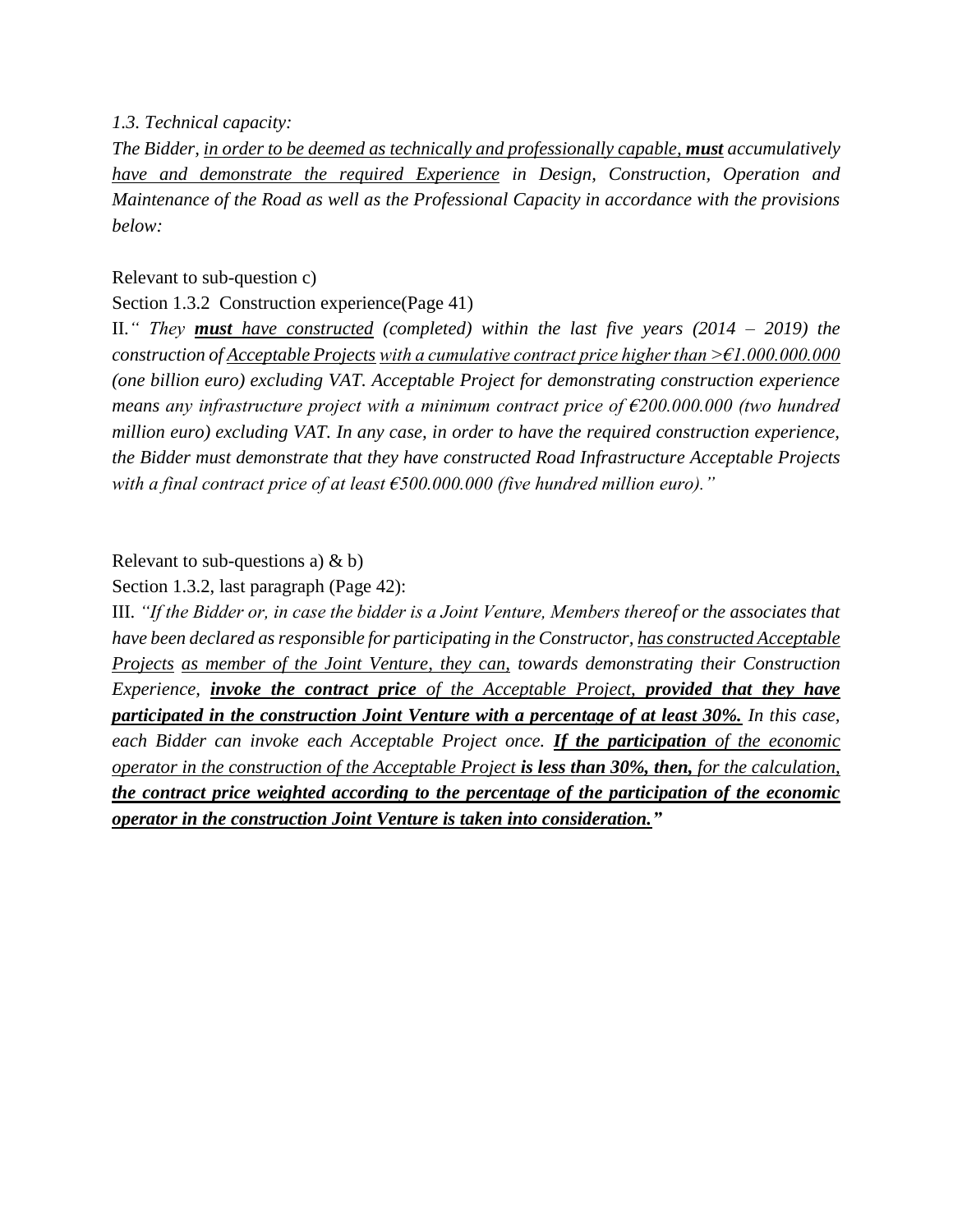*1.3. Technical capacity:*

*The Bidder, <u>in order to be deemed as technically and professionally capable,</u> **<u>must</u>** accumulatively <u>have and demonstrate the required Experience</u> in Design, Construction, Operation and Maintenance of the Road as well as the Professional Capacity in accordance with the provisions below:*

Relevant to sub-question c)

Section 1.3.2 Construction experience(Page 41)

II.*" They **<u>must</u>** <u>have constructed</u> (completed) within the last five years (2014 – 2019) the construction of <u>Acceptable Projects</u> <u>with a cumulative contract price higher than >€1.000.000.000</u> (one billion euro) excluding VAT. Acceptable Project for demonstrating construction experience means any infrastructure project with a minimum contract price of €200.000.000 (two hundred million euro) excluding VAT. In any case, in order to have the required construction experience, the Bidder must demonstrate that they have constructed Road Infrastructure Acceptable Projects with a final contract price of at least €500.000.000 (five hundred million euro)."*

Relevant to sub-questions a) & b)

Section 1.3.2, last paragraph (Page 42):

III. *"If the Bidder or, in case the bidder is a Joint Venture, Members thereof or the associates that have been declared as responsible for participating in the Constructor, <u>has constructed Acceptable Projects</u> <u>as member of the Joint Venture, they can,</u> towards demonstrating their Construction Experience, **<u>invoke the contract price</u>** <u>of the Acceptable Project,</u> **<u>provided that they have participated in the construction Joint Venture with a percentage of at least 30%.</u>** In this case, each Bidder can invoke each Acceptable Project once. **<u>If the participation</u>** <u>of the economic operator in the construction of the Acceptable Project</u> **<u>is less than 30%, then,</u>** <u>for the calculation,</u> **<u>the contract price weighted according to the percentage of the participation of the economic operator in the construction Joint Venture is taken into consideration.</u>"***